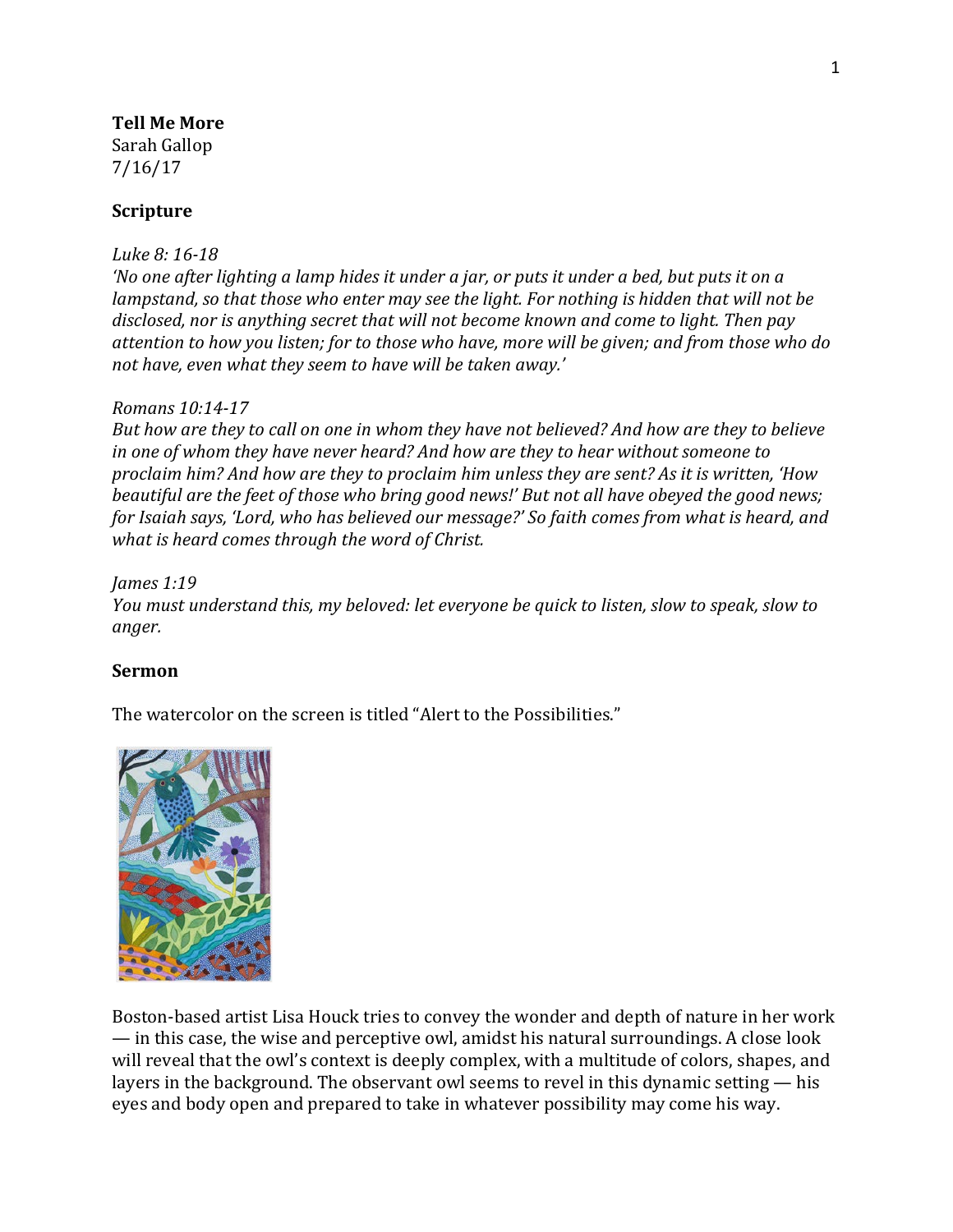**Tell Me More**
Sarah Gallop
7/16/17

**Scripture**

*Luke 8: 16-18*
*'No one after lighting a lamp hides it under a jar, or puts it under a bed, but puts it on a lampstand, so that those who enter may see the light. For nothing is hidden that will not be disclosed, nor is anything secret that will not become known and come to light. Then pay attention to how you listen; for to those who have, more will be given; and from those who do not have, even what they seem to have will be taken away.'*

*Romans 10:14-17*
*But how are they to call on one in whom they have not believed? And how are they to believe in one of whom they have never heard? And how are they to hear without someone to proclaim him? And how are they to proclaim him unless they are sent? As it is written, 'How beautiful are the feet of those who bring good news!' But not all have obeyed the good news; for Isaiah says, 'Lord, who has believed our message?' So faith comes from what is heard, and what is heard comes through the word of Christ.*

*James 1:19*
*You must understand this, my beloved: let everyone be quick to listen, slow to speak, slow to anger.*

**Sermon**

The watercolor on the screen is titled "Alert to the Possibilities."

Boston-based artist Lisa Houck tries to convey the wonder and depth of nature in her work — in this case, the wise and perceptive owl, amidst his natural surroundings. A close look will reveal that the owl's context is deeply complex, with a multitude of colors, shapes, and layers in the background. The observant owl seems to revel in this dynamic setting — his eyes and body open and prepared to take in whatever possibility may come his way.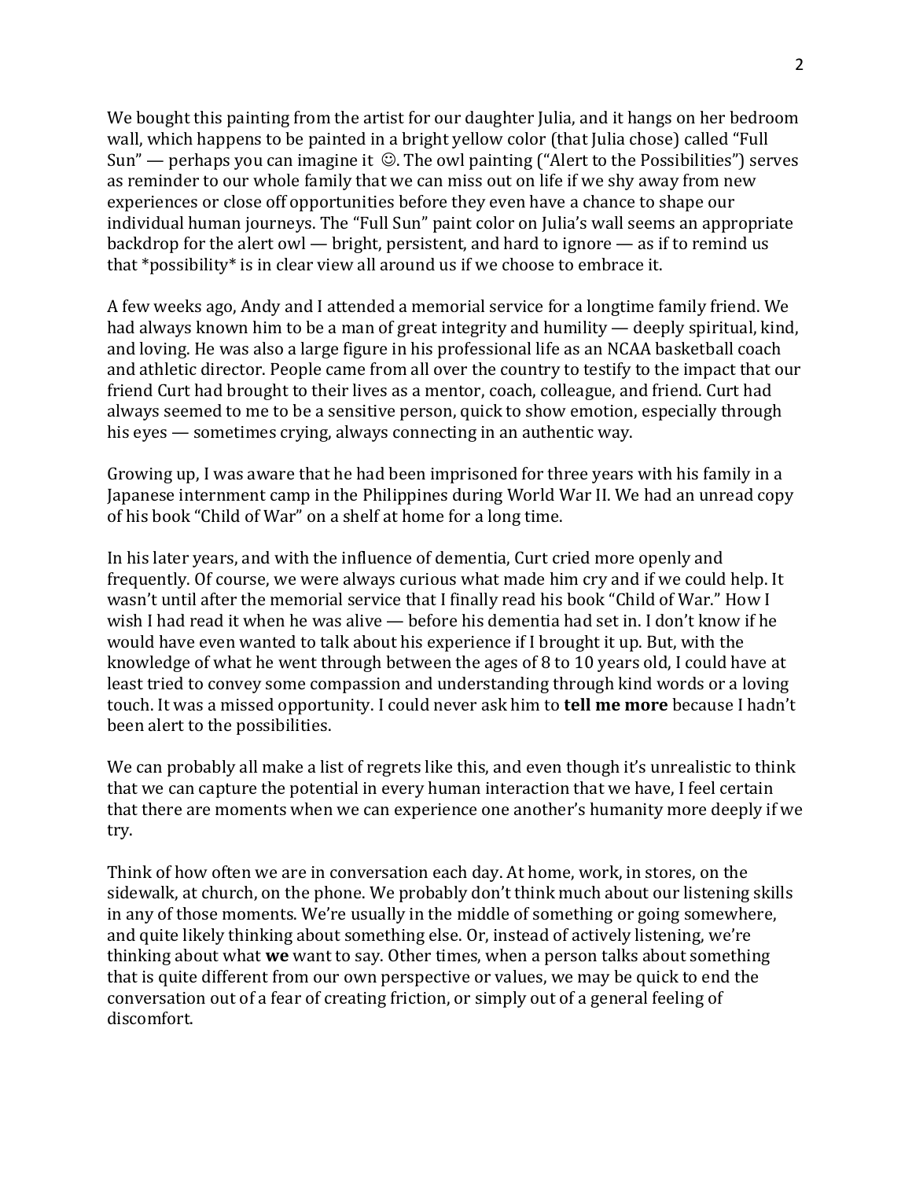We bought this painting from the artist for our daughter Julia, and it hangs on her bedroom wall, which happens to be painted in a bright yellow color (that Julia chose) called "Full Sun" — perhaps you can imagine it ☺. The owl painting ("Alert to the Possibilities") serves as reminder to our whole family that we can miss out on life if we shy away from new experiences or close off opportunities before they even have a chance to shape our individual human journeys. The "Full Sun" paint color on Julia's wall seems an appropriate backdrop for the alert owl — bright, persistent, and hard to ignore — as if to remind us that *possibility* is in clear view all around us if we choose to embrace it.

A few weeks ago, Andy and I attended a memorial service for a longtime family friend. We had always known him to be a man of great integrity and humility — deeply spiritual, kind, and loving. He was also a large figure in his professional life as an NCAA basketball coach and athletic director. People came from all over the country to testify to the impact that our friend Curt had brought to their lives as a mentor, coach, colleague, and friend. Curt had always seemed to me to be a sensitive person, quick to show emotion, especially through his eyes — sometimes crying, always connecting in an authentic way.

Growing up, I was aware that he had been imprisoned for three years with his family in a Japanese internment camp in the Philippines during World War II. We had an unread copy of his book "Child of War" on a shelf at home for a long time.

In his later years, and with the influence of dementia, Curt cried more openly and frequently. Of course, we were always curious what made him cry and if we could help. It wasn't until after the memorial service that I finally read his book "Child of War." How I wish I had read it when he was alive — before his dementia had set in. I don't know if he would have even wanted to talk about his experience if I brought it up. But, with the knowledge of what he went through between the ages of 8 to 10 years old, I could have at least tried to convey some compassion and understanding through kind words or a loving touch. It was a missed opportunity. I could never ask him to **tell me more** because I hadn't been alert to the possibilities.

We can probably all make a list of regrets like this, and even though it's unrealistic to think that we can capture the potential in every human interaction that we have, I feel certain that there are moments when we can experience one another's humanity more deeply if we try.

Think of how often we are in conversation each day. At home, work, in stores, on the sidewalk, at church, on the phone. We probably don't think much about our listening skills in any of those moments. We're usually in the middle of something or going somewhere, and quite likely thinking about something else. Or, instead of actively listening, we're thinking about what **we** want to say. Other times, when a person talks about something that is quite different from our own perspective or values, we may be quick to end the conversation out of a fear of creating friction, or simply out of a general feeling of discomfort.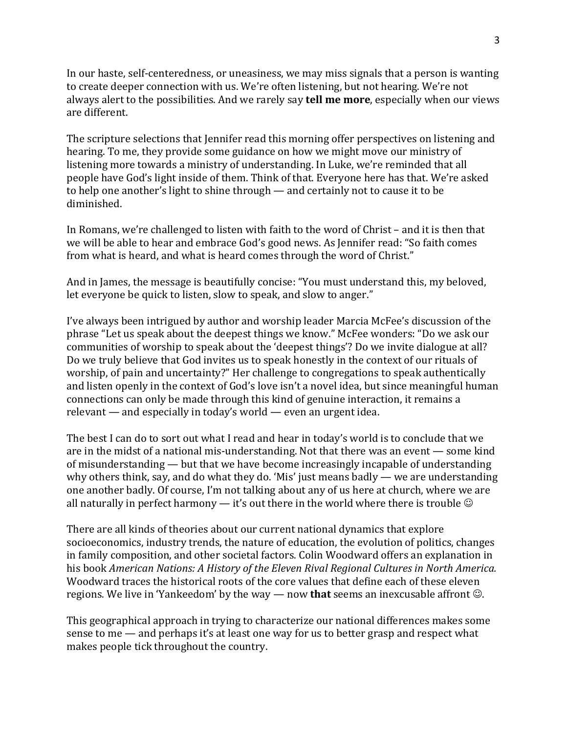In our haste, self-centeredness, or uneasiness, we may miss signals that a person is wanting to create deeper connection with us. We're often listening, but not hearing. We're not always alert to the possibilities. And we rarely say **tell me more**, especially when our views are different.

The scripture selections that Jennifer read this morning offer perspectives on listening and hearing. To me, they provide some guidance on how we might move our ministry of listening more towards a ministry of understanding. In Luke, we're reminded that all people have God's light inside of them. Think of that. Everyone here has that. We're asked to help one another's light to shine through — and certainly not to cause it to be diminished.

In Romans, we're challenged to listen with faith to the word of Christ – and it is then that we will be able to hear and embrace God's good news. As Jennifer read: "So faith comes from what is heard, and what is heard comes through the word of Christ."

And in James, the message is beautifully concise: "You must understand this, my beloved, let everyone be quick to listen, slow to speak, and slow to anger."

I've always been intrigued by author and worship leader Marcia McFee's discussion of the phrase "Let us speak about the deepest things we know." McFee wonders: "Do we ask our communities of worship to speak about the 'deepest things'? Do we invite dialogue at all? Do we truly believe that God invites us to speak honestly in the context of our rituals of worship, of pain and uncertainty?" Her challenge to congregations to speak authentically and listen openly in the context of God's love isn't a novel idea, but since meaningful human connections can only be made through this kind of genuine interaction, it remains a relevant — and especially in today's world — even an urgent idea.

The best I can do to sort out what I read and hear in today's world is to conclude that we are in the midst of a national mis-understanding. Not that there was an event — some kind of misunderstanding — but that we have become increasingly incapable of understanding why others think, say, and do what they do. 'Mis' just means badly — we are understanding one another badly. Of course, I'm not talking about any of us here at church, where we are all naturally in perfect harmony — it's out there in the world where there is trouble ☺

There are all kinds of theories about our current national dynamics that explore socioeconomics, industry trends, the nature of education, the evolution of politics, changes in family composition, and other societal factors. Colin Woodward offers an explanation in his book *American Nations: A History of the Eleven Rival Regional Cultures in North America.* Woodward traces the historical roots of the core values that define each of these eleven regions. We live in 'Yankeedom' by the way — now **that** seems an inexcusable affront ☺.

This geographical approach in trying to characterize our national differences makes some sense to me — and perhaps it's at least one way for us to better grasp and respect what makes people tick throughout the country.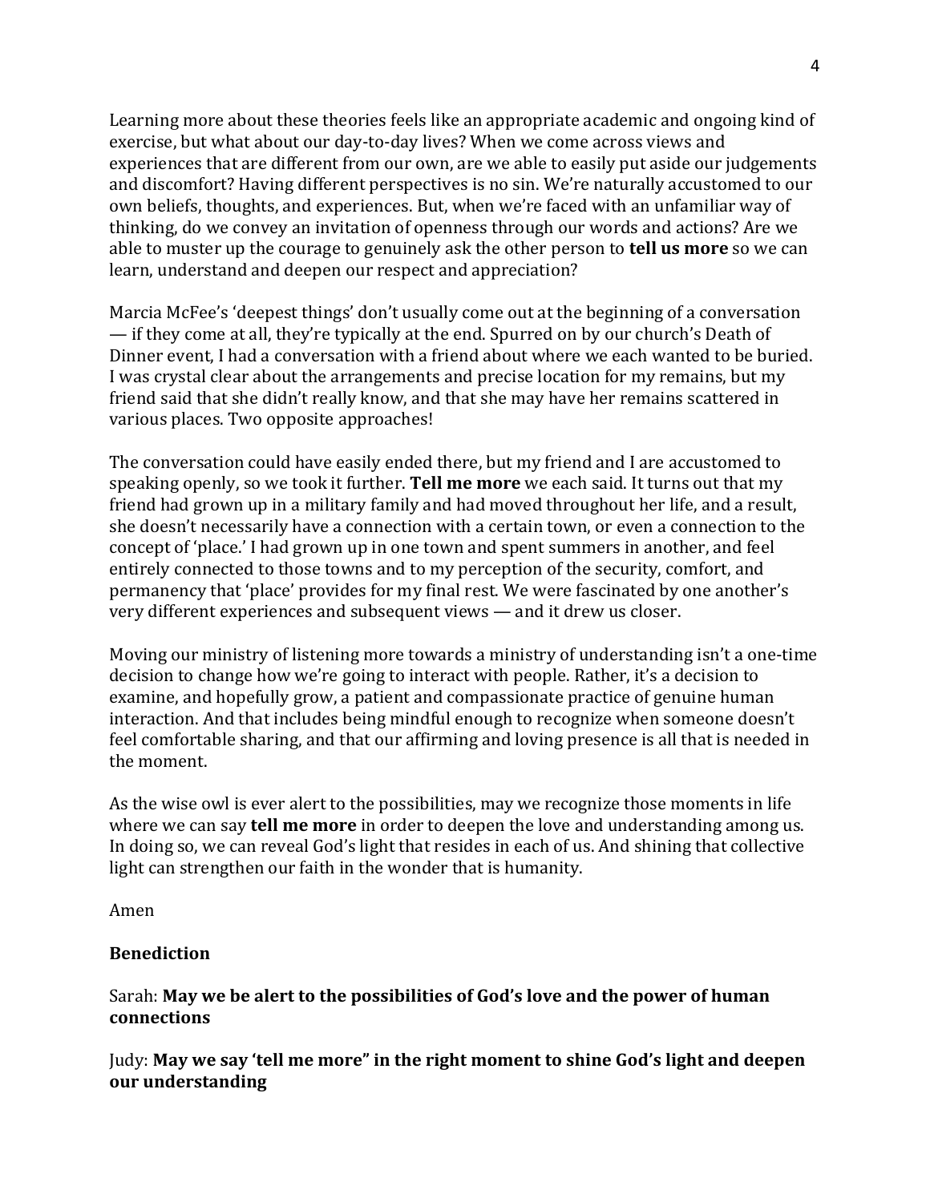Learning more about these theories feels like an appropriate academic and ongoing kind of exercise, but what about our day-to-day lives? When we come across views and experiences that are different from our own, are we able to easily put aside our judgements and discomfort? Having different perspectives is no sin. We're naturally accustomed to our own beliefs, thoughts, and experiences. But, when we're faced with an unfamiliar way of thinking, do we convey an invitation of openness through our words and actions? Are we able to muster up the courage to genuinely ask the other person to **tell us more** so we can learn, understand and deepen our respect and appreciation?

Marcia McFee's 'deepest things' don't usually come out at the beginning of a conversation — if they come at all, they're typically at the end. Spurred on by our church's Death of Dinner event, I had a conversation with a friend about where we each wanted to be buried. I was crystal clear about the arrangements and precise location for my remains, but my friend said that she didn't really know, and that she may have her remains scattered in various places. Two opposite approaches!

The conversation could have easily ended there, but my friend and I are accustomed to speaking openly, so we took it further. **Tell me more** we each said. It turns out that my friend had grown up in a military family and had moved throughout her life, and a result, she doesn't necessarily have a connection with a certain town, or even a connection to the concept of 'place.' I had grown up in one town and spent summers in another, and feel entirely connected to those towns and to my perception of the security, comfort, and permanency that 'place' provides for my final rest. We were fascinated by one another's very different experiences and subsequent views — and it drew us closer.

Moving our ministry of listening more towards a ministry of understanding isn't a one-time decision to change how we're going to interact with people. Rather, it's a decision to examine, and hopefully grow, a patient and compassionate practice of genuine human interaction. And that includes being mindful enough to recognize when someone doesn't feel comfortable sharing, and that our affirming and loving presence is all that is needed in the moment.

As the wise owl is ever alert to the possibilities, may we recognize those moments in life where we can say **tell me more** in order to deepen the love and understanding among us. In doing so, we can reveal God's light that resides in each of us. And shining that collective light can strengthen our faith in the wonder that is humanity.

Amen

**Benediction**

Sarah: **May we be alert to the possibilities of God's love and the power of human connections**

Judy: **May we say 'tell me more" in the right moment to shine God's light and deepen our understanding**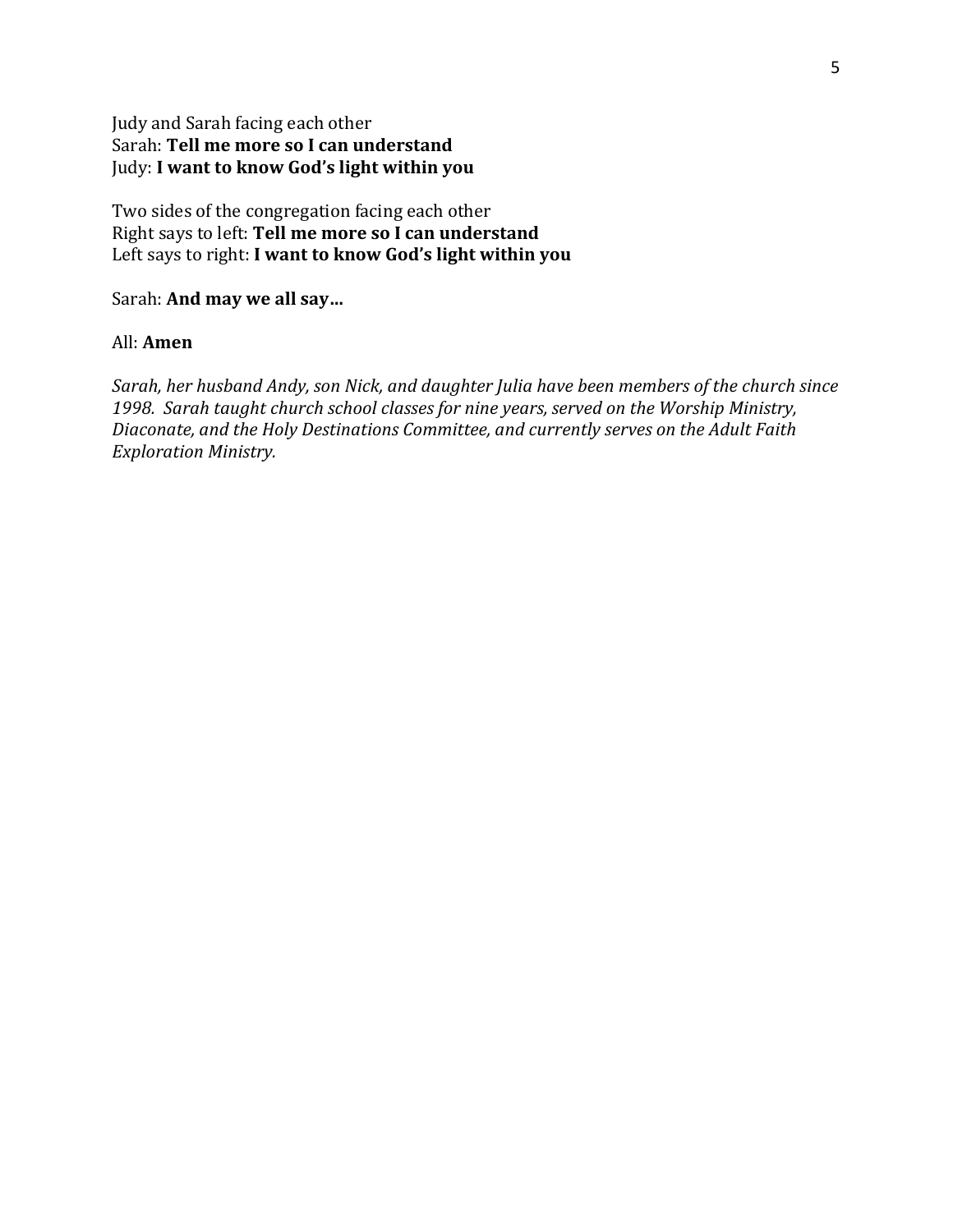Judy and Sarah facing each other
Sarah: **Tell me more so I can understand**
Judy: **I want to know God's light within you**

Two sides of the congregation facing each other
Right says to left: **Tell me more so I can understand**
Left says to right: **I want to know God's light within you**

Sarah: **And may we all say…**

All: **Amen**

*Sarah, her husband Andy, son Nick, and daughter Julia have been members of the church since 1998. Sarah taught church school classes for nine years, served on the Worship Ministry, Diaconate, and the Holy Destinations Committee, and currently serves on the Adult Faith Exploration Ministry.*